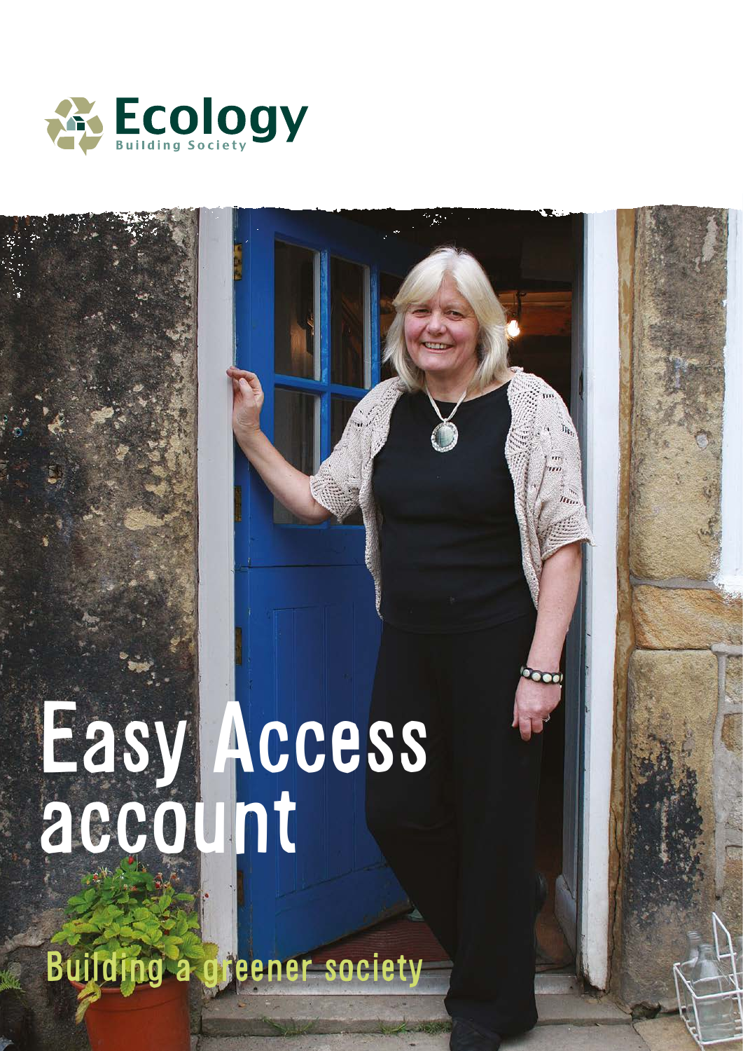Ecology
Building Society

# Easy Access account

Building a greener society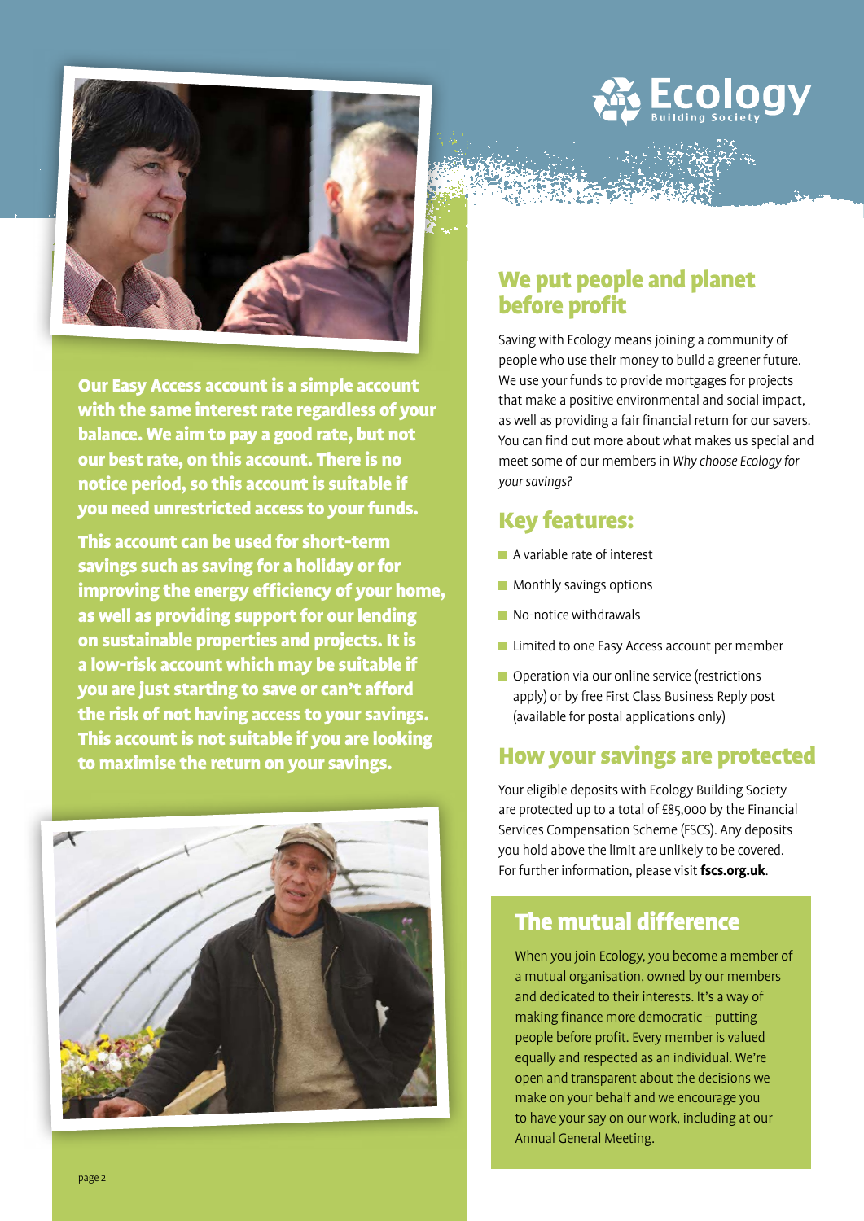**Our Easy Access account is a simple account with the same interest rate regardless of your balance. We aim to pay a good rate, but not our best rate, on this account. There is no notice period, so this account is suitable if you need unrestricted access to your funds.**

**This account can be used for short-term savings such as saving for a holiday or for improving the energy efficiency of your home, as well as providing support for our lending on sustainable properties and projects. It is a low-risk account which may be suitable if you are just starting to save or can't afford the risk of not having access to your savings. This account is not suitable if you are looking to maximise the return on your savings.**

## We put people and planet before profit

Saving with Ecology means joining a community of people who use their money to build a greener future. We use your funds to provide mortgages for projects that make a positive environmental and social impact, as well as providing a fair financial return for our savers. You can find out more about what makes us special and meet some of our members in *Why choose Ecology for your savings?*

## Key features:

- A variable rate of interest
- Monthly savings options
- No-notice withdrawals
- Limited to one Easy Access account per member
- Operation via our online service (restrictions apply) or by free First Class Business Reply post (available for postal applications only)

## How your savings are protected

Your eligible deposits with Ecology Building Society are protected up to a total of £85,000 by the Financial Services Compensation Scheme (FSCS). Any deposits you hold above the limit are unlikely to be covered. For further information, please visit **fscs.org.uk**.

## The mutual difference

When you join Ecology, you become a member of a mutual organisation, owned by our members and dedicated to their interests. It's a way of making finance more democratic – putting people before profit. Every member is valued equally and respected as an individual. We're open and transparent about the decisions we make on your behalf and we encourage you to have your say on our work, including at our Annual General Meeting.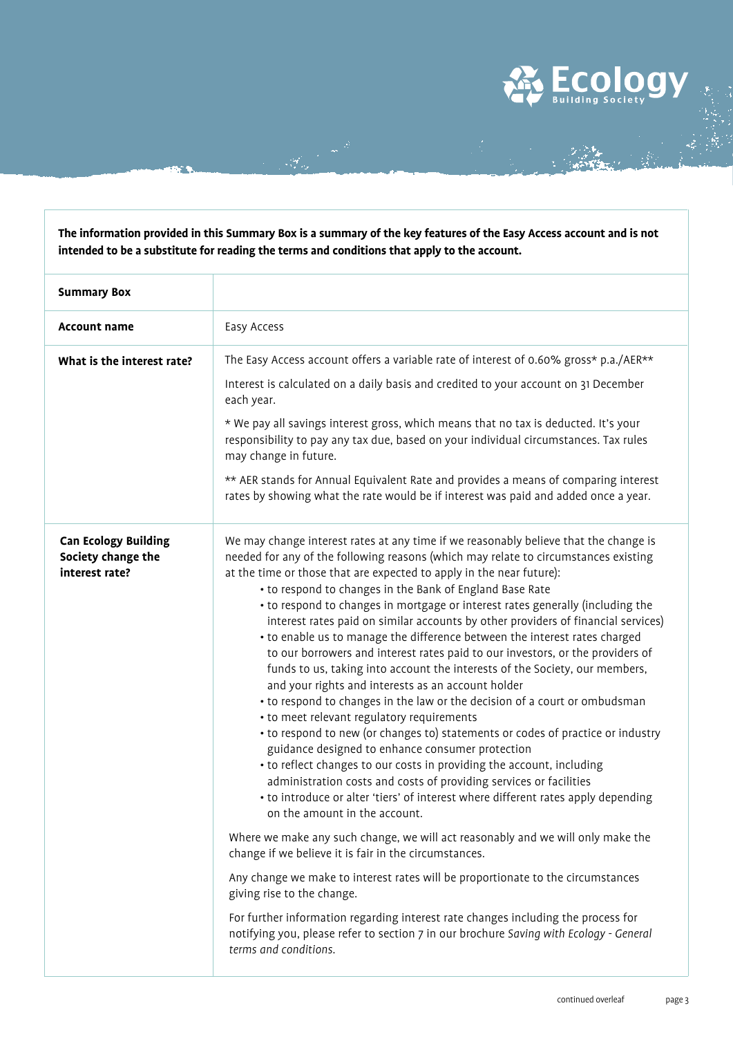**The information provided in this Summary Box is a summary of the key features of the Easy Access account and is not intended to be a substitute for reading the terms and conditions that apply to the account.**

| **Summary Box** | |
|---|---|
| **Account name** | Easy Access |
| **What is the interest rate?** | The Easy Access account offers a variable rate of interest of 0.60% gross* p.a./AER**<br><br>Interest is calculated on a daily basis and credited to your account on 31 December each year.<br><br>* We pay all savings interest gross, which means that no tax is deducted. It's your responsibility to pay any tax due, based on your individual circumstances. Tax rules may change in future.<br><br>** AER stands for Annual Equivalent Rate and provides a means of comparing interest rates by showing what the rate would be if interest was paid and added once a year. |
| **Can Ecology Building Society change the interest rate?** | We may change interest rates at any time if we reasonably believe that the change is needed for any of the following reasons (which may relate to circumstances existing at the time or those that are expected to apply in the near future):<br>• to respond to changes in the Bank of England Base Rate<br>• to respond to changes in mortgage or interest rates generally (including the interest rates paid on similar accounts by other providers of financial services)<br>• to enable us to manage the difference between the interest rates charged to our borrowers and interest rates paid to our investors, or the providers of funds to us, taking into account the interests of the Society, our members, and your rights and interests as an account holder<br>• to respond to changes in the law or the decision of a court or ombudsman<br>• to meet relevant regulatory requirements<br>• to respond to new (or changes to) statements or codes of practice or industry guidance designed to enhance consumer protection<br>• to reflect changes to our costs in providing the account, including administration costs and costs of providing services or facilities<br>• to introduce or alter 'tiers' of interest where different rates apply depending on the amount in the account.<br><br>Where we make any such change, we will act reasonably and we will only make the change if we believe it is fair in the circumstances.<br><br>Any change we make to interest rates will be proportionate to the circumstances giving rise to the change.<br><br>For further information regarding interest rate changes including the process for notifying you, please refer to section 7 in our brochure *Saving with Ecology - General terms and conditions*. |

continued overleaf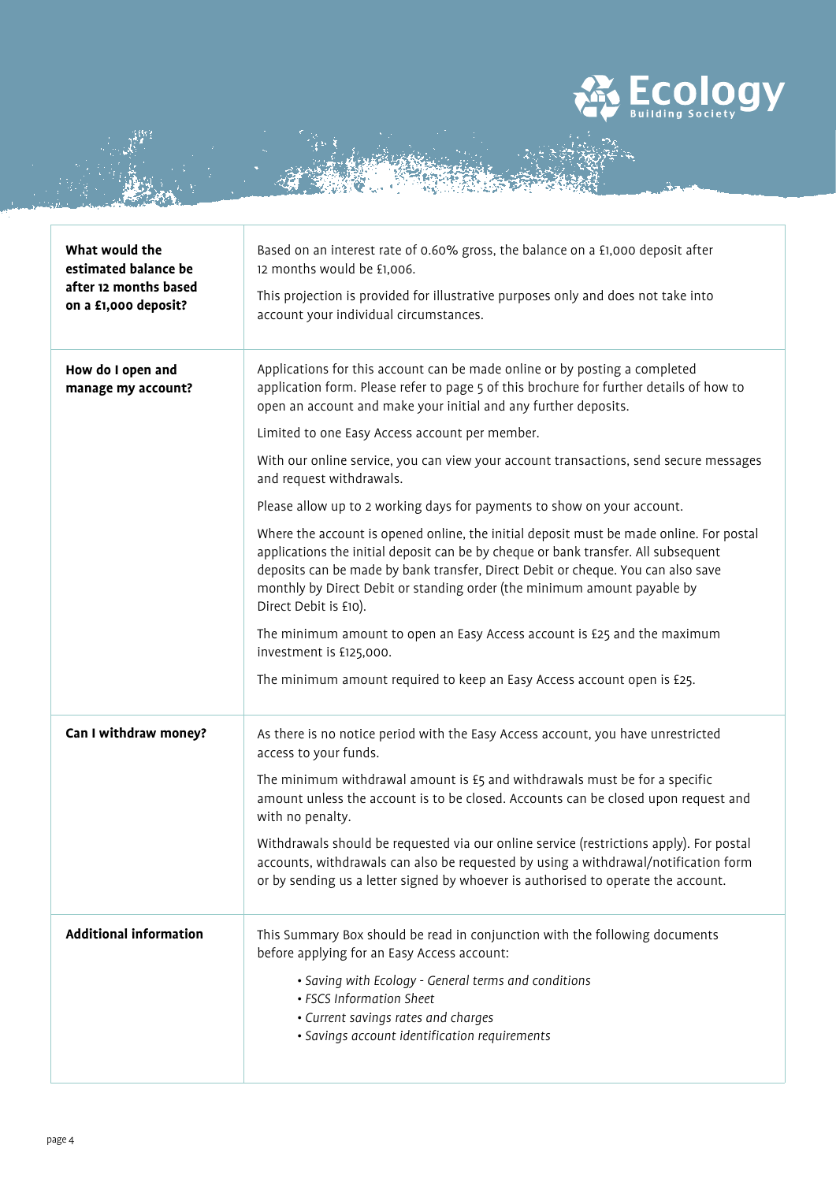| What would the estimated balance be after 12 months based on a £1,000 deposit? | Based on an interest rate of 0.60% gross, the balance on a £1,000 deposit after 12 months would be £1,006.<br><br>This projection is provided for illustrative purposes only and does not take into account your individual circumstances. |
|---|---|
| **How do I open and manage my account?** | Applications for this account can be made online or by posting a completed application form. Please refer to page 5 of this brochure for further details of how to open an account and make your initial and any further deposits.<br><br>Limited to one Easy Access account per member.<br><br>With our online service, you can view your account transactions, send secure messages and request withdrawals.<br><br>Please allow up to 2 working days for payments to show on your account.<br><br>Where the account is opened online, the initial deposit must be made online. For postal applications the initial deposit can be by cheque or bank transfer. All subsequent deposits can be made by bank transfer, Direct Debit or cheque. You can also save monthly by Direct Debit or standing order (the minimum amount payable by Direct Debit is £10).<br><br>The minimum amount to open an Easy Access account is £25 and the maximum investment is £125,000.<br><br>The minimum amount required to keep an Easy Access account open is £25. |
| **Can I withdraw money?** | As there is no notice period with the Easy Access account, you have unrestricted access to your funds.<br><br>The minimum withdrawal amount is £5 and withdrawals must be for a specific amount unless the account is to be closed. Accounts can be closed upon request and with no penalty.<br><br>Withdrawals should be requested via our online service (restrictions apply). For postal accounts, withdrawals can also be requested by using a withdrawal/notification form or by sending us a letter signed by whoever is authorised to operate the account. |
| **Additional information** | This Summary Box should be read in conjunction with the following documents before applying for an Easy Access account:<br><br>• *Saving with Ecology - General terms and conditions*<br>• *FSCS Information Sheet*<br>• *Current savings rates and charges*<br>• *Savings account identification requirements* |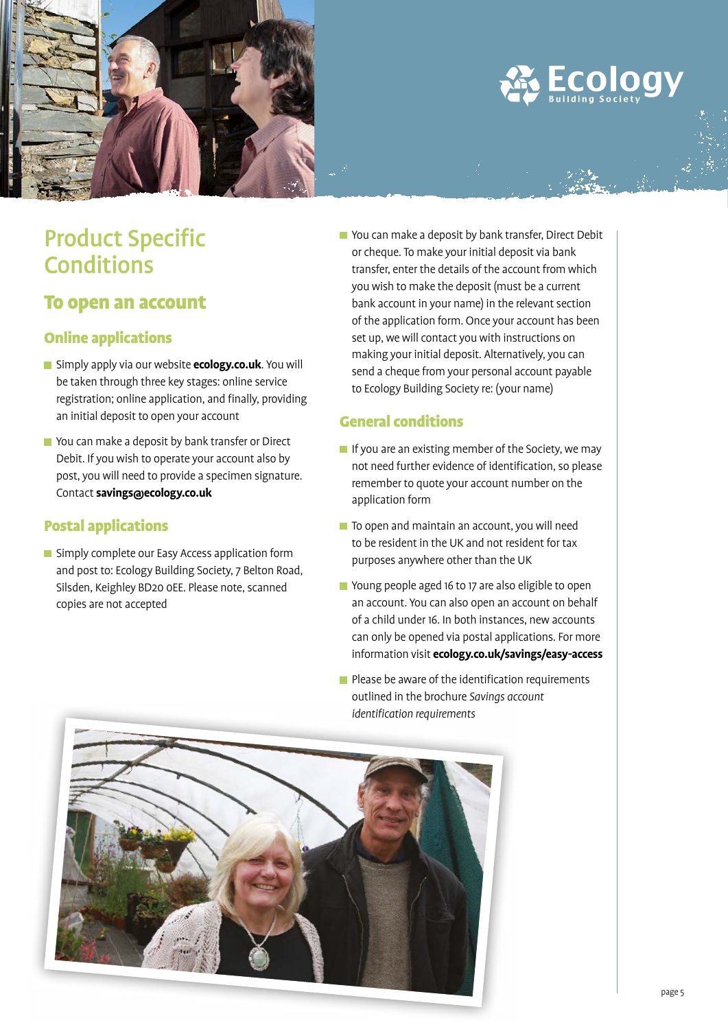# Product Specific Conditions

## To open an account

### Online applications

- Simply apply via our website **ecology.co.uk**. You will be taken through three key stages: online service registration; online application, and finally, providing an initial deposit to open your account
- You can make a deposit by bank transfer or Direct Debit. If you wish to operate your account also by post, you will need to provide a specimen signature. Contact **savings@ecology.co.uk**

### Postal applications

- Simply complete our Easy Access application form and post to: Ecology Building Society, 7 Belton Road, Silsden, Keighley BD20 0EE. Please note, scanned copies are not accepted
- You can make a deposit by bank transfer, Direct Debit or cheque. To make your initial deposit via bank transfer, enter the details of the account from which you wish to make the deposit (must be a current bank account in your name) in the relevant section of the application form. Once your account has been set up, we will contact you with instructions on making your initial deposit. Alternatively, you can send a cheque from your personal account payable to Ecology Building Society re: (your name)

### General conditions

- If you are an existing member of the Society, we may not need further evidence of identification, so please remember to quote your account number on the application form
- To open and maintain an account, you will need to be resident in the UK and not resident for tax purposes anywhere other than the UK
- Young people aged 16 to 17 are also eligible to open an account. You can also open an account on behalf of a child under 16. In both instances, new accounts can only be opened via postal applications. For more information visit **ecology.co.uk/savings/easy-access**
- Please be aware of the identification requirements outlined in the brochure *Savings account identification requirements*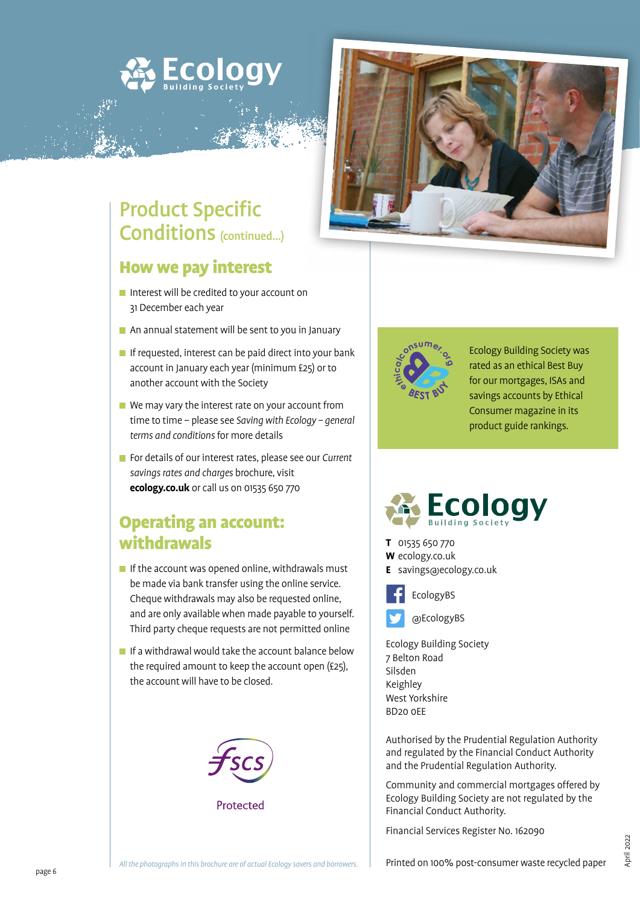## Product Specific Conditions (continued...)

### How we pay interest

- Interest will be credited to your account on 31 December each year
- An annual statement will be sent to you in January
- If requested, interest can be paid direct into your bank account in January each year (minimum £25) or to another account with the Society
- We may vary the interest rate on your account from time to time – please see *Saving with Ecology – general terms and conditions* for more details
- For details of our interest rates, please see our *Current savings rates and charges* brochure, visit **ecology.co.uk** or call us on 01535 650 770

### Operating an account: withdrawals

- If the account was opened online, withdrawals must be made via bank transfer using the online service. Cheque withdrawals may also be requested online, and are only available when made payable to yourself. Third party cheque requests are not permitted online
- If a withdrawal would take the account balance below the required amount to keep the account open (£25), the account will have to be closed.

FSCS Protected

*All the photographs in this brochure are of actual Ecology savers and borrowers.*

Ecology Building Society was rated as an ethical Best Buy for our mortgages, ISAs and savings accounts by Ethical Consumer magazine in its product guide rankings.

**T** 01535 650 770
**W** ecology.co.uk
**E** savings@ecology.co.uk

EcologyBS

@EcologyBS

Ecology Building Society
7 Belton Road
Silsden
Keighley
West Yorkshire
BD20 0EE

Authorised by the Prudential Regulation Authority and regulated by the Financial Conduct Authority and the Prudential Regulation Authority.

Community and commercial mortgages offered by Ecology Building Society are not regulated by the Financial Conduct Authority.

Financial Services Register No. 162090

Printed on 100% post-consumer waste recycled paper

April 2022